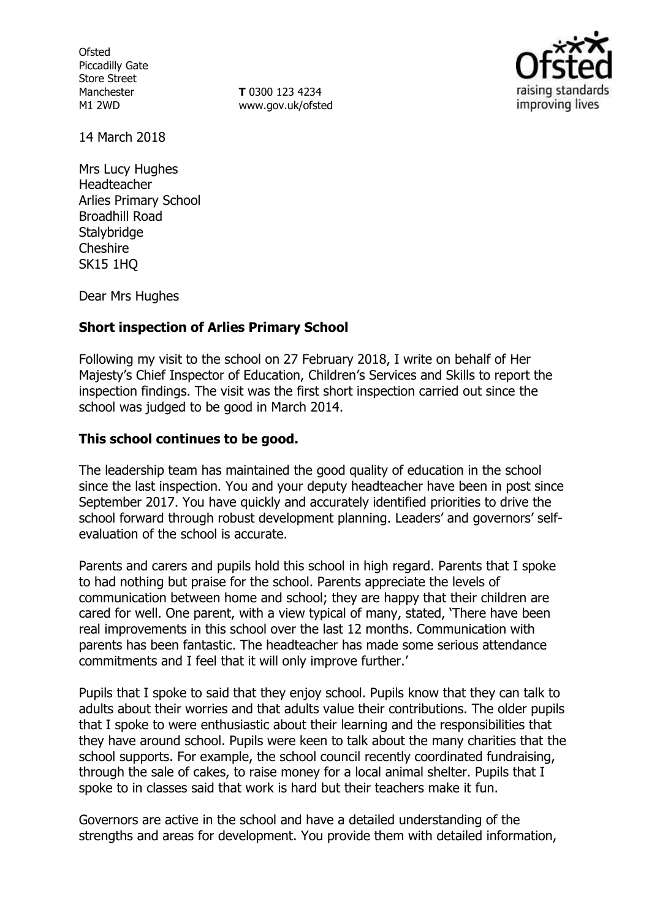Ofsted
Piccadilly Gate
Store Street
Manchester
M1 2WD

**T** 0300 123 4234
www.gov.uk/ofsted

14 March 2018

Mrs Lucy Hughes
Headteacher
Arlies Primary School
Broadhill Road
Stalybridge
Cheshire
SK15 1HQ

Dear Mrs Hughes

**Short inspection of Arlies Primary School**

Following my visit to the school on 27 February 2018, I write on behalf of Her Majesty's Chief Inspector of Education, Children's Services and Skills to report the inspection findings. The visit was the first short inspection carried out since the school was judged to be good in March 2014.

**This school continues to be good.**

The leadership team has maintained the good quality of education in the school since the last inspection. You and your deputy headteacher have been in post since September 2017. You have quickly and accurately identified priorities to drive the school forward through robust development planning. Leaders' and governors' self-evaluation of the school is accurate.

Parents and carers and pupils hold this school in high regard. Parents that I spoke to had nothing but praise for the school. Parents appreciate the levels of communication between home and school; they are happy that their children are cared for well. One parent, with a view typical of many, stated, 'There have been real improvements in this school over the last 12 months. Communication with parents has been fantastic. The headteacher has made some serious attendance commitments and I feel that it will only improve further.'

Pupils that I spoke to said that they enjoy school. Pupils know that they can talk to adults about their worries and that adults value their contributions. The older pupils that I spoke to were enthusiastic about their learning and the responsibilities that they have around school. Pupils were keen to talk about the many charities that the school supports. For example, the school council recently coordinated fundraising, through the sale of cakes, to raise money for a local animal shelter. Pupils that I spoke to in classes said that work is hard but their teachers make it fun.

Governors are active in the school and have a detailed understanding of the strengths and areas for development. You provide them with detailed information,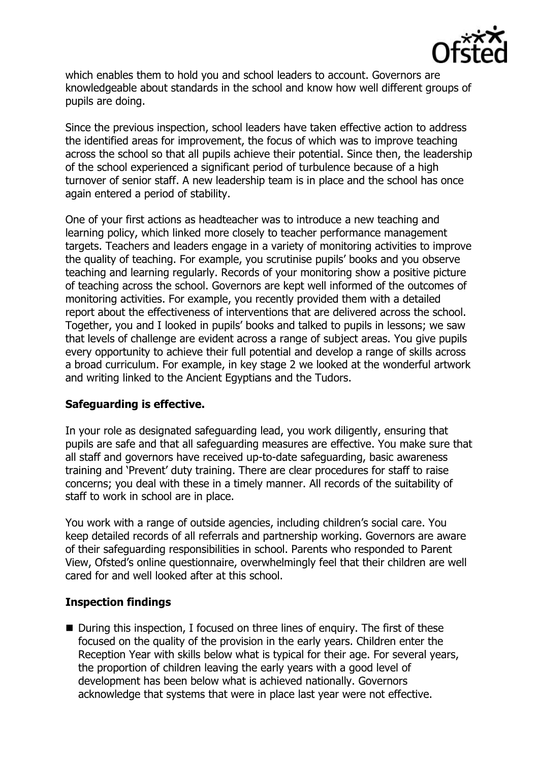which enables them to hold you and school leaders to account. Governors are knowledgeable about standards in the school and know how well different groups of pupils are doing.

Since the previous inspection, school leaders have taken effective action to address the identified areas for improvement, the focus of which was to improve teaching across the school so that all pupils achieve their potential. Since then, the leadership of the school experienced a significant period of turbulence because of a high turnover of senior staff. A new leadership team is in place and the school has once again entered a period of stability.

One of your first actions as headteacher was to introduce a new teaching and learning policy, which linked more closely to teacher performance management targets. Teachers and leaders engage in a variety of monitoring activities to improve the quality of teaching. For example, you scrutinise pupils' books and you observe teaching and learning regularly. Records of your monitoring show a positive picture of teaching across the school. Governors are kept well informed of the outcomes of monitoring activities. For example, you recently provided them with a detailed report about the effectiveness of interventions that are delivered across the school. Together, you and I looked in pupils' books and talked to pupils in lessons; we saw that levels of challenge are evident across a range of subject areas. You give pupils every opportunity to achieve their full potential and develop a range of skills across a broad curriculum. For example, in key stage 2 we looked at the wonderful artwork and writing linked to the Ancient Egyptians and the Tudors.

## Safeguarding is effective.

In your role as designated safeguarding lead, you work diligently, ensuring that pupils are safe and that all safeguarding measures are effective. You make sure that all staff and governors have received up-to-date safeguarding, basic awareness training and 'Prevent' duty training. There are clear procedures for staff to raise concerns; you deal with these in a timely manner. All records of the suitability of staff to work in school are in place.

You work with a range of outside agencies, including children's social care. You keep detailed records of all referrals and partnership working. Governors are aware of their safeguarding responsibilities in school. Parents who responded to Parent View, Ofsted's online questionnaire, overwhelmingly feel that their children are well cared for and well looked after at this school.

## Inspection findings

- During this inspection, I focused on three lines of enquiry. The first of these focused on the quality of the provision in the early years. Children enter the Reception Year with skills below what is typical for their age. For several years, the proportion of children leaving the early years with a good level of development has been below what is achieved nationally. Governors acknowledge that systems that were in place last year were not effective.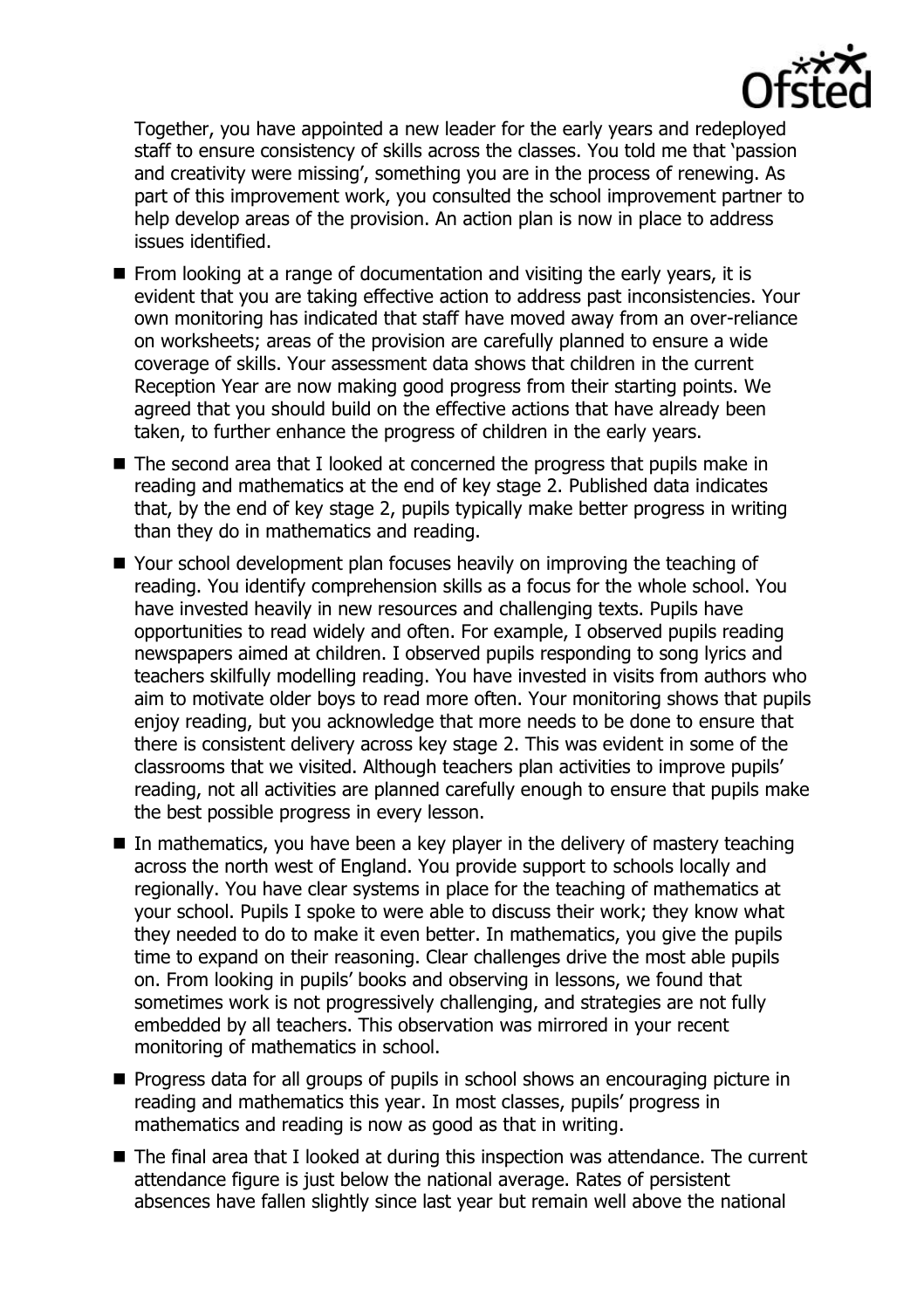Together, you have appointed a new leader for the early years and redeployed staff to ensure consistency of skills across the classes. You told me that 'passion and creativity were missing', something you are in the process of renewing. As part of this improvement work, you consulted the school improvement partner to help develop areas of the provision. An action plan is now in place to address issues identified.

- From looking at a range of documentation and visiting the early years, it is evident that you are taking effective action to address past inconsistencies. Your own monitoring has indicated that staff have moved away from an over-reliance on worksheets; areas of the provision are carefully planned to ensure a wide coverage of skills. Your assessment data shows that children in the current Reception Year are now making good progress from their starting points. We agreed that you should build on the effective actions that have already been taken, to further enhance the progress of children in the early years.
- The second area that I looked at concerned the progress that pupils make in reading and mathematics at the end of key stage 2. Published data indicates that, by the end of key stage 2, pupils typically make better progress in writing than they do in mathematics and reading.
- Your school development plan focuses heavily on improving the teaching of reading. You identify comprehension skills as a focus for the whole school. You have invested heavily in new resources and challenging texts. Pupils have opportunities to read widely and often. For example, I observed pupils reading newspapers aimed at children. I observed pupils responding to song lyrics and teachers skilfully modelling reading. You have invested in visits from authors who aim to motivate older boys to read more often. Your monitoring shows that pupils enjoy reading, but you acknowledge that more needs to be done to ensure that there is consistent delivery across key stage 2. This was evident in some of the classrooms that we visited. Although teachers plan activities to improve pupils' reading, not all activities are planned carefully enough to ensure that pupils make the best possible progress in every lesson.
- In mathematics, you have been a key player in the delivery of mastery teaching across the north west of England. You provide support to schools locally and regionally. You have clear systems in place for the teaching of mathematics at your school. Pupils I spoke to were able to discuss their work; they know what they needed to do to make it even better. In mathematics, you give the pupils time to expand on their reasoning. Clear challenges drive the most able pupils on. From looking in pupils' books and observing in lessons, we found that sometimes work is not progressively challenging, and strategies are not fully embedded by all teachers. This observation was mirrored in your recent monitoring of mathematics in school.
- Progress data for all groups of pupils in school shows an encouraging picture in reading and mathematics this year. In most classes, pupils' progress in mathematics and reading is now as good as that in writing.
- The final area that I looked at during this inspection was attendance. The current attendance figure is just below the national average. Rates of persistent absences have fallen slightly since last year but remain well above the national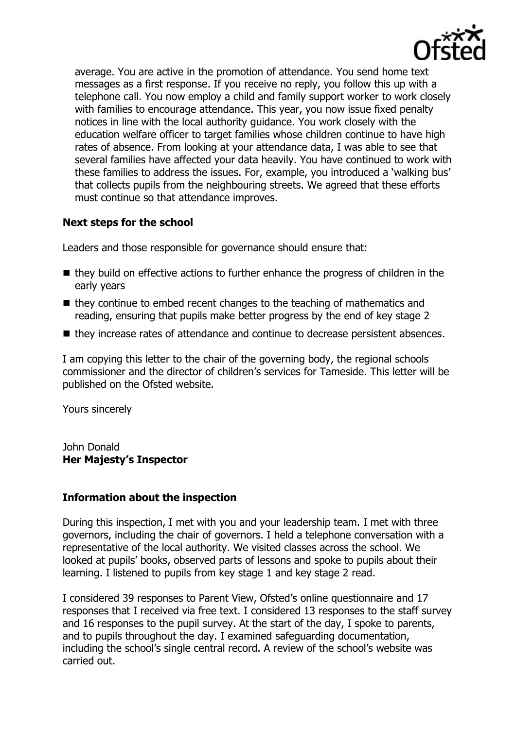average. You are active in the promotion of attendance. You send home text messages as a first response. If you receive no reply, you follow this up with a telephone call. You now employ a child and family support worker to work closely with families to encourage attendance. This year, you now issue fixed penalty notices in line with the local authority guidance. You work closely with the education welfare officer to target families whose children continue to have high rates of absence. From looking at your attendance data, I was able to see that several families have affected your data heavily. You have continued to work with these families to address the issues. For, example, you introduced a 'walking bus' that collects pupils from the neighbouring streets. We agreed that these efforts must continue so that attendance improves.

## Next steps for the school

Leaders and those responsible for governance should ensure that:

- they build on effective actions to further enhance the progress of children in the early years
- they continue to embed recent changes to the teaching of mathematics and reading, ensuring that pupils make better progress by the end of key stage 2
- they increase rates of attendance and continue to decrease persistent absences.

I am copying this letter to the chair of the governing body, the regional schools commissioner and the director of children's services for Tameside. This letter will be published on the Ofsted website.

Yours sincerely

John Donald
**Her Majesty's Inspector**

## Information about the inspection

During this inspection, I met with you and your leadership team. I met with three governors, including the chair of governors. I held a telephone conversation with a representative of the local authority. We visited classes across the school. We looked at pupils' books, observed parts of lessons and spoke to pupils about their learning. I listened to pupils from key stage 1 and key stage 2 read.

I considered 39 responses to Parent View, Ofsted's online questionnaire and 17 responses that I received via free text. I considered 13 responses to the staff survey and 16 responses to the pupil survey. At the start of the day, I spoke to parents, and to pupils throughout the day. I examined safeguarding documentation, including the school's single central record. A review of the school's website was carried out.